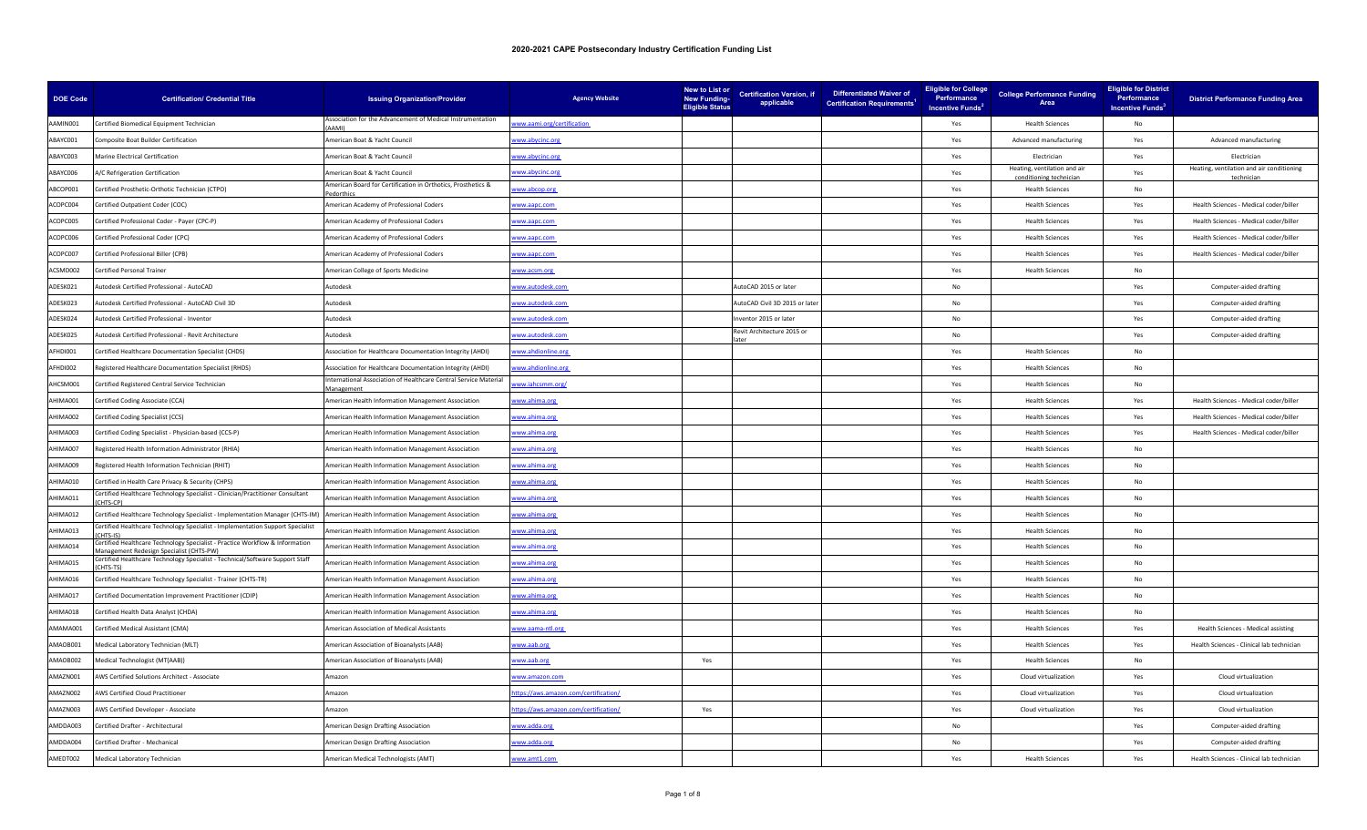# 2020-2021 CAPE Postsecondary Industry Certification Funding List

| DOE Code | Certification/ Credential Title | Issuing Organization/Provider | Agency Website | New to List or New Funding-Eligible Status | Certification Version, if applicable | Differentiated Waiver of Certification Requirements[1] | Eligible for College Performance Incentive Funds[2] | College Performance Funding Area | Eligible for District Performance Incentive Funds[3] | District Performance Funding Area |
|---|---|---|---|---|---|---|---|---|---|---|
| AAMIN001 | Certified Biomedical Equipment Technician | Association for the Advancement of Medical Instrumentation (AAMI) | www.aami.org/certification | | | | Yes | Health Sciences | No | |
| ABAYC001 | Composite Boat Builder Certification | American Boat & Yacht Council | www.abycinc.org | | | | Yes | Advanced manufacturing | Yes | Advanced manufacturing |
| ABAYC003 | Marine Electrical Certification | American Boat & Yacht Council | www.abycinc.org | | | | Yes | Electrician | Yes | Electrician |
| ABAYC006 | A/C Refrigeration Certification | American Boat & Yacht Council | www.abycinc.org | | | | Yes | Heating, ventilation and air conditioning technician | Yes | Heating, ventilation and air conditioning technician |
| ABCOP001 | Certified Prosthetic-Orthotic Technician (CTPO) | American Board for Certification in Orthotics, Prosthetics & Pedorthics | www.abcop.org | | | | Yes | Health Sciences | No | |
| ACOPC004 | Certified Outpatient Coder (COC) | American Academy of Professional Coders | www.aapc.com | | | | Yes | Health Sciences | Yes | Health Sciences - Medical coder/biller |
| ACOPC005 | Certified Professional Coder - Payer (CPC-P) | American Academy of Professional Coders | www.aapc.com | | | | Yes | Health Sciences | Yes | Health Sciences - Medical coder/biller |
| ACOPC006 | Certified Professional Coder (CPC) | American Academy of Professional Coders | www.aapc.com | | | | Yes | Health Sciences | Yes | Health Sciences - Medical coder/biller |
| ACOPC007 | Certified Professional Biller (CPB) | American Academy of Professional Coders | www.aapc.com | | | | Yes | Health Sciences | Yes | Health Sciences - Medical coder/biller |
| ACSMD002 | Certified Personal Trainer | American College of Sports Medicine | www.acsm.org | | | | Yes | Health Sciences | No | |
| ADESK021 | Autodesk Certified Professional - AutoCAD | Autodesk | www.autodesk.com | | AutoCAD 2015 or later | | No | | Yes | Computer-aided drafting |
| ADESK023 | Autodesk Certified Professional - AutoCAD Civil 3D | Autodesk | www.autodesk.com | | AutoCAD Civil 3D 2015 or later | | No | | Yes | Computer-aided drafting |
| ADESK024 | Autodesk Certified Professional - Inventor | Autodesk | www.autodesk.com | | Inventor 2015 or later | | No | | Yes | Computer-aided drafting |
| ADESK025 | Autodesk Certified Professional - Revit Architecture | Autodesk | www.autodesk.com | | Revit Architecture 2015 or later | | No | | Yes | Computer-aided drafting |
| AFHDI001 | Certified Healthcare Documentation Specialist (CHDS) | Association for Healthcare Documentation Integrity (AHDI) | www.ahdionline.org | | | | Yes | Health Sciences | No | |
| AFHDI002 | Registered Healthcare Documentation Specialist (RHDS) | Association for Healthcare Documentation Integrity (AHDI) | www.ahdionline.org | | | | Yes | Health Sciences | No | |
| AHCSM001 | Certified Registered Central Service Technician | International Association of Healthcare Central Service Material Management | www.iahcsmm.org/ | | | | Yes | Health Sciences | No | |
| AHIMA001 | Certified Coding Associate (CCA) | American Health Information Management Association | www.ahima.org | | | | Yes | Health Sciences | Yes | Health Sciences - Medical coder/biller |
| AHIMA002 | Certified Coding Specialist (CCS) | American Health Information Management Association | www.ahima.org | | | | Yes | Health Sciences | Yes | Health Sciences - Medical coder/biller |
| AHIMA003 | Certified Coding Specialist - Physician-based (CCS-P) | American Health Information Management Association | www.ahima.org | | | | Yes | Health Sciences | Yes | Health Sciences - Medical coder/biller |
| AHIMA007 | Registered Health Information Administrator (RHIA) | American Health Information Management Association | www.ahima.org | | | | Yes | Health Sciences | No | |
| AHIMA009 | Registered Health Information Technician (RHIT) | American Health Information Management Association | www.ahima.org | | | | Yes | Health Sciences | No | |
| AHIMA010 | Certified in Health Care Privacy & Security (CHPS) | American Health Information Management Association | www.ahima.org | | | | Yes | Health Sciences | No | |
| AHIMA011 | Certified Healthcare Technology Specialist - Clinician/Practitioner Consultant (CHTS-CP) | American Health Information Management Association | www.ahima.org | | | | Yes | Health Sciences | No | |
| AHIMA012 | Certified Healthcare Technology Specialist - Implementation Manager (CHTS-IM) | American Health Information Management Association | www.ahima.org | | | | Yes | Health Sciences | No | |
| AHIMA013 | Certified Healthcare Technology Specialist - Implementation Support Specialist (CHTS-IS) | American Health Information Management Association | www.ahima.org | | | | Yes | Health Sciences | No | |
| AHIMA014 | Certified Healthcare Technology Specialist - Practice Workflow & Information Management Redesign Specialist (CHTS-PW) | American Health Information Management Association | www.ahima.org | | | | Yes | Health Sciences | No | |
| AHIMA015 | Certified Healthcare Technology Specialist - Technical/Software Support Staff (CHTS-TS) | American Health Information Management Association | www.ahima.org | | | | Yes | Health Sciences | No | |
| AHIMA016 | Certified Healthcare Technology Specialist - Trainer (CHTS-TR) | American Health Information Management Association | www.ahima.org | | | | Yes | Health Sciences | No | |
| AHIMA017 | Certified Documentation Improvement Practitioner (CDIP) | American Health Information Management Association | www.ahima.org | | | | Yes | Health Sciences | No | |
| AHIMA018 | Certified Health Data Analyst (CHDA) | American Health Information Management Association | www.ahima.org | | | | Yes | Health Sciences | No | |
| AMAMA001 | Certified Medical Assistant (CMA) | American Association of Medical Assistants | www.aama-ntl.org | | | | Yes | Health Sciences | Yes | Health Sciences - Medical assisting |
| AMAOB001 | Medical Laboratory Technician (MLT) | American Association of Bioanalysts (AAB) | www.aab.org | | | | Yes | Health Sciences | Yes | Health Sciences - Clinical lab technician |
| AMAOB002 | Medical Technologist (MT(AAB)) | American Association of Bioanalysts (AAB) | www.aab.org | Yes | | | Yes | Health Sciences | No | |
| AMAZN001 | AWS Certified Solutions Architect - Associate | Amazon | www.amazon.com | | | | Yes | Cloud virtualization | Yes | Cloud virtualization |
| AMAZN002 | AWS Certified Cloud Practitioner | Amazon | https://aws.amazon.com/certification/ | | | | Yes | Cloud virtualization | Yes | Cloud virtualization |
| AMAZN003 | AWS Certified Developer - Associate | Amazon | https://aws.amazon.com/certification/ | Yes | | | Yes | Cloud virtualization | Yes | Cloud virtualization |
| AMDDA003 | Certified Drafter - Architectural | American Design Drafting Association | www.adda.org | | | | No | | Yes | Computer-aided drafting |
| AMDDA004 | Certified Drafter - Mechanical | American Design Drafting Association | www.adda.org | | | | No | | Yes | Computer-aided drafting |
| AMEDT002 | Medical Laboratory Technician | American Medical Technologists (AMT) | www.amt1.com | | | | Yes | Health Sciences | Yes | Health Sciences - Clinical lab technician |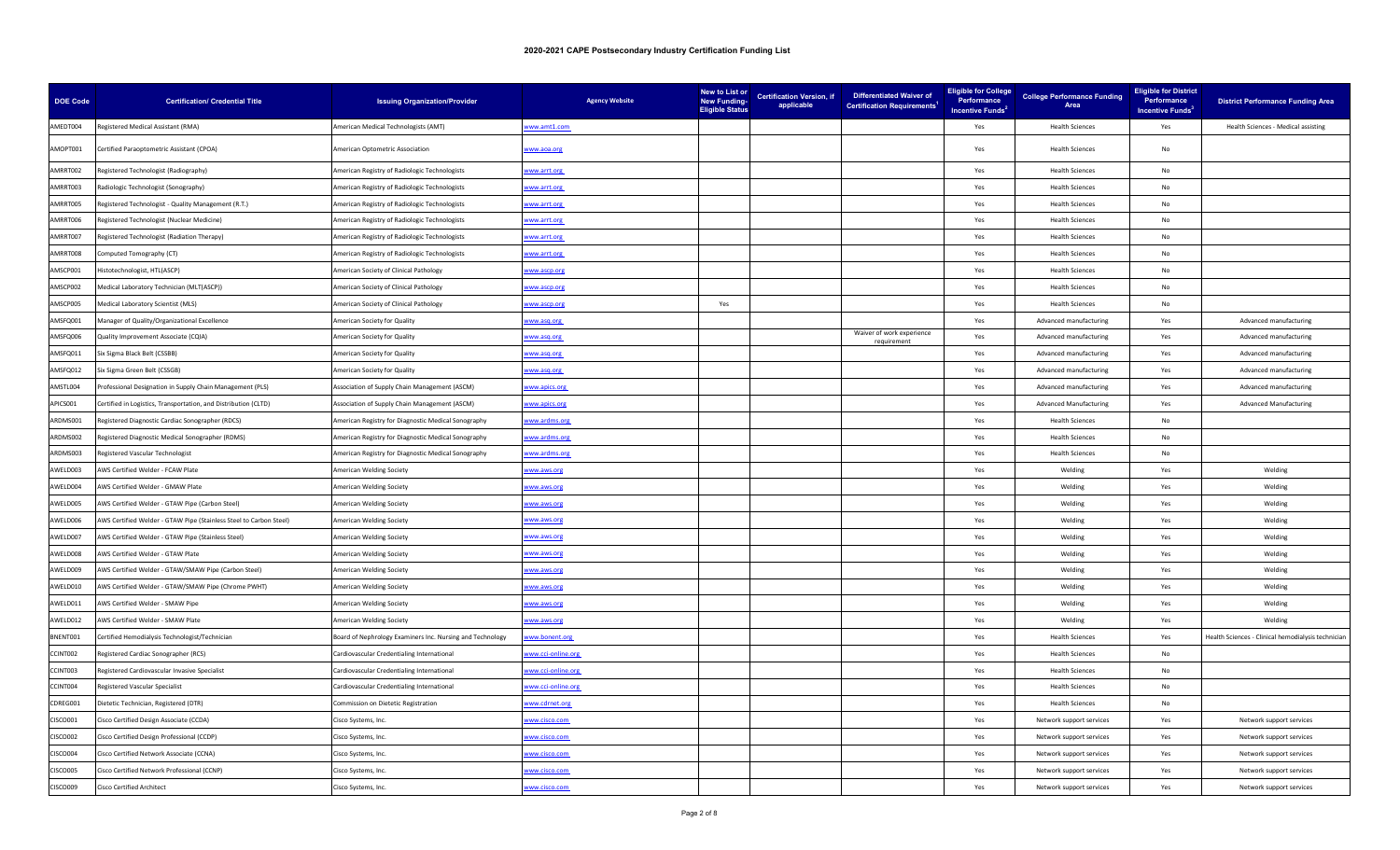# 2020-2021 CAPE Postsecondary Industry Certification Funding List

| DOE Code | Certification/ Credential Title | Issuing Organization/Provider | Agency Website | New to List or New Funding-Eligible Status | Certification Version, if applicable | Differentiated Waiver of Certification Requirements[1] | Eligible for College Performance Incentive Funds[2] | College Performance Funding Area | Eligible for District Performance Incentive Funds[3] | District Performance Funding Area |
|---|---|---|---|---|---|---|---|---|---|---|
| AMEDT004 | Registered Medical Assistant (RMA) | American Medical Technologists (AMT) | www.amt1.com | | | | Yes | Health Sciences | Yes | Health Sciences - Medical assisting |
| AMOPT001 | Certified Paraoptometric Assistant (CPOA) | American Optometric Association | www.aoa.org | | | | Yes | Health Sciences | No | |
| AMRRT002 | Registered Technologist (Radiography) | American Registry of Radiologic Technologists | www.arrt.org | | | | Yes | Health Sciences | No | |
| AMRRT003 | Radiologic Technologist (Sonography) | American Registry of Radiologic Technologists | www.arrt.org | | | | Yes | Health Sciences | No | |
| AMRRT005 | Registered Technologist - Quality Management (R.T.) | American Registry of Radiologic Technologists | www.arrt.org | | | | Yes | Health Sciences | No | |
| AMRRT006 | Registered Technologist (Nuclear Medicine) | American Registry of Radiologic Technologists | www.arrt.org | | | | Yes | Health Sciences | No | |
| AMRRT007 | Registered Technologist (Radiation Therapy) | American Registry of Radiologic Technologists | www.arrt.org | | | | Yes | Health Sciences | No | |
| AMRRT008 | Computed Tomography (CT) | American Registry of Radiologic Technologists | www.arrt.org | | | | Yes | Health Sciences | No | |
| AMSCP001 | Histotechnologist, HTL(ASCP) | American Society of Clinical Pathology | www.ascp.org | | | | Yes | Health Sciences | No | |
| AMSCP002 | Medical Laboratory Technician (MLT(ASCP)) | American Society of Clinical Pathology | www.ascp.org | | | | Yes | Health Sciences | No | |
| AMSCP005 | Medical Laboratory Scientist (MLS) | American Society of Clinical Pathology | www.ascp.org | Yes | | | Yes | Health Sciences | No | |
| AMSFQ001 | Manager of Quality/Organizational Excellence | American Society for Quality | www.asq.org | | | | Yes | Advanced manufacturing | Yes | Advanced manufacturing |
| AMSFQ006 | Quality Improvement Associate (CQIA) | American Society for Quality | www.asq.org | | | Waiver of work experience requirement | Yes | Advanced manufacturing | Yes | Advanced manufacturing |
| AMSFQ011 | Six Sigma Black Belt (CSSBB) | American Society for Quality | www.asq.org | | | | Yes | Advanced manufacturing | Yes | Advanced manufacturing |
| AMSFQ012 | Six Sigma Green Belt (CSSGB) | American Society for Quality | www.asq.org | | | | Yes | Advanced manufacturing | Yes | Advanced manufacturing |
| AMSTL004 | Professional Designation in Supply Chain Management (PLS) | Association of Supply Chain Management (ASCM) | www.apics.org | | | | Yes | Advanced manufacturing | Yes | Advanced manufacturing |
| APICS001 | Certified in Logistics, Transportation, and Distribution (CLTD) | Association of Supply Chain Management (ASCM) | www.apics.org | | | | Yes | Advanced Manufacturing | Yes | Advanced Manufacturing |
| ARDMS001 | Registered Diagnostic Cardiac Sonographer (RDCS) | American Registry for Diagnostic Medical Sonography | www.ardms.org | | | | Yes | Health Sciences | No | |
| ARDMS002 | Registered Diagnostic Medical Sonographer (RDMS) | American Registry for Diagnostic Medical Sonography | www.ardms.org | | | | Yes | Health Sciences | No | |
| ARDMS003 | Registered Vascular Technologist | American Registry for Diagnostic Medical Sonography | www.ardms.org | | | | Yes | Health Sciences | No | |
| AWELD003 | AWS Certified Welder - FCAW Plate | American Welding Society | www.aws.org | | | | Yes | Welding | Yes | Welding |
| AWELD004 | AWS Certified Welder - GMAW Plate | American Welding Society | www.aws.org | | | | Yes | Welding | Yes | Welding |
| AWELD005 | AWS Certified Welder - GTAW Pipe (Carbon Steel) | American Welding Society | www.aws.org | | | | Yes | Welding | Yes | Welding |
| AWELD006 | AWS Certified Welder - GTAW Pipe (Stainless Steel to Carbon Steel) | American Welding Society | www.aws.org | | | | Yes | Welding | Yes | Welding |
| AWELD007 | AWS Certified Welder - GTAW Pipe (Stainless Steel) | American Welding Society | www.aws.org | | | | Yes | Welding | Yes | Welding |
| AWELD008 | AWS Certified Welder - GTAW Plate | American Welding Society | www.aws.org | | | | Yes | Welding | Yes | Welding |
| AWELD009 | AWS Certified Welder - GTAW/SMAW Pipe (Carbon Steel) | American Welding Society | www.aws.org | | | | Yes | Welding | Yes | Welding |
| AWELD010 | AWS Certified Welder - GTAW/SMAW Pipe (Chrome PWHT) | American Welding Society | www.aws.org | | | | Yes | Welding | Yes | Welding |
| AWELD011 | AWS Certified Welder - SMAW Pipe | American Welding Society | www.aws.org | | | | Yes | Welding | Yes | Welding |
| AWELD012 | AWS Certified Welder - SMAW Plate | American Welding Society | www.aws.org | | | | Yes | Welding | Yes | Welding |
| BNENT001 | Certified Hemodialysis Technologist/Technician | Board of Nephrology Examiners Inc. Nursing and Technology | www.bonent.org | | | | Yes | Health Sciences | Yes | Health Sciences - Clinical hemodialysis technician |
| CCINT002 | Registered Cardiac Sonographer (RCS) | Cardiovascular Credentialing International | www.cci-online.org | | | | Yes | Health Sciences | No | |
| CCINT003 | Registered Cardiovascular Invasive Specialist | Cardiovascular Credentialing International | www.cci-online.org | | | | Yes | Health Sciences | No | |
| CCINT004 | Registered Vascular Specialist | Cardiovascular Credentialing International | www.cci-online.org | | | | Yes | Health Sciences | No | |
| CDREG001 | Dietetic Technician, Registered (DTR) | Commission on Dietetic Registration | www.cdrnet.org | | | | Yes | Health Sciences | No | |
| CISCO001 | Cisco Certified Design Associate (CCDA) | Cisco Systems, Inc. | www.cisco.com | | | | Yes | Network support services | Yes | Network support services |
| CISCO002 | Cisco Certified Design Professional (CCDP) | Cisco Systems, Inc. | www.cisco.com | | | | Yes | Network support services | Yes | Network support services |
| CISCO004 | Cisco Certified Network Associate (CCNA) | Cisco Systems, Inc. | www.cisco.com | | | | Yes | Network support services | Yes | Network support services |
| CISCO005 | Cisco Certified Network Professional (CCNP) | Cisco Systems, Inc. | www.cisco.com | | | | Yes | Network support services | Yes | Network support services |
| CISCO009 | Cisco Certified Architect | Cisco Systems, Inc. | www.cisco.com | | | | Yes | Network support services | Yes | Network support services |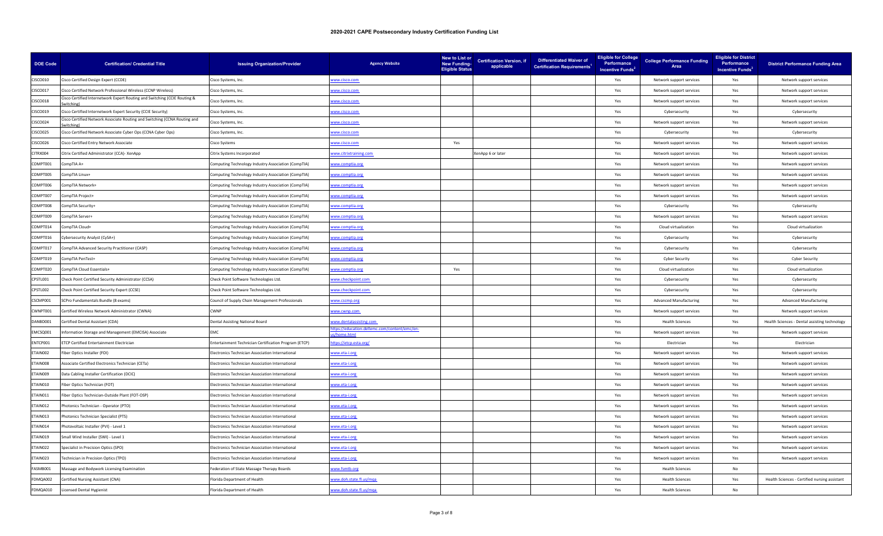# 2020-2021 CAPE Postsecondary Industry Certification Funding List

| DOE Code | Certification/ Credential Title | Issuing Organization/Provider | Agency Website | New to List or New Funding-Eligible Status | Certification Version, if applicable | Differentiated Waiver of Certification Requirements[1] | Eligible for College Performance Incentive Funds[2] | College Performance Funding Area | Eligible for District Performance Incentive Funds[3] | District Performance Funding Area |
|---|---|---|---|---|---|---|---|---|---|---|
| CISCO010 | Cisco Certified Design Expert (CCDE) | Cisco Systems, Inc. | www.cisco.com | | | | Yes | Network support services | Yes | Network support services |
| CISCO017 | Cisco Certified Network Professional Wireless (CCNP Wireless) | Cisco Systems, Inc. | www.cisco.com | | | | Yes | Network support services | Yes | Network support services |
| CISCO018 | Cisco Certified Internetwork Expert Routing and Switching (CCIE Routing & Switching) | Cisco Systems, Inc. | www.cisco.com | | | | Yes | Network support services | Yes | Network support services |
| CISCO019 | Cisco Certified Internetwork Expert Security (CCIE Security) | Cisco Systems, Inc. | www.cisco.com | | | | Yes | Cybersecurity | Yes | Cybersecurity |
| CISCO024 | Cisco Certified Network Associate Routing and Switching (CCNA Routing and Switching) | Cisco Systems, Inc. | www.cisco.com | | | | Yes | Network support services | Yes | Network support services |
| CISCO025 | Cisco Certified Network Associate Cyber Ops (CCNA Cyber Ops) | Cisco Systems, Inc. | www.cisco.com | | | | Yes | Cybersecurity | Yes | Cybersecurity |
| CISCO026 | Cisco Certified Entry Network Associate | Cisco Systems | www.cisco.com | Yes | | | Yes | Network support services | Yes | Network support services |
| CITRX004 | Citrix Certified Administrator (CCA)- XenApp | Citrix Systems Incorporated | www.citrixtraining.com | | XenApp 6 or later | | Yes | Network support services | Yes | Network support services |
| COMPT001 | CompTIA A+ | Computing Technology Industry Association (CompTIA) | www.comptia.org | | | | Yes | Network support services | Yes | Network support services |
| COMPT005 | CompTIA Linux+ | Computing Technology Industry Association (CompTIA) | www.comptia.org | | | | Yes | Network support services | Yes | Network support services |
| COMPT006 | CompTIA Network+ | Computing Technology Industry Association (CompTIA) | www.comptia.org | | | | Yes | Network support services | Yes | Network support services |
| COMPT007 | CompTIA Project+ | Computing Technology Industry Association (CompTIA) | www.comptia.org | | | | Yes | Network support services | Yes | Network support services |
| COMPT008 | CompTIA Security+ | Computing Technology Industry Association (CompTIA) | www.comptia.org | | | | Yes | Cybersecurity | Yes | Cybersecurity |
| COMPT009 | CompTIA Server+ | Computing Technology Industry Association (CompTIA) | www.comptia.org | | | | Yes | Network support services | Yes | Network support services |
| COMPT014 | CompTIA Cloud+ | Computing Technology Industry Association (CompTIA) | www.comptia.org | | | | Yes | Cloud virtualization | Yes | Cloud virtualization |
| COMPT016 | Cybersecurity Analyst (CySA+) | Computing Technology Industry Association (CompTIA) | www.comptia.org | | | | Yes | Cybersecurity | Yes | Cybersecurity |
| COMPT017 | CompTIA Advanced Security Practitioner (CASP) | Computing Technology Industry Association (CompTIA) | www.comptia.org | | | | Yes | Cybersecurity | Yes | Cybersecurity |
| COMPT019 | CompTIA PenTest+ | Computing Technology Industry Association (CompTIA) | www.comptia.org | | | | Yes | Cyber Security | Yes | Cyber Security |
| COMPT020 | CompTIA Cloud Essentials+ | Computing Technology Industry Association (CompTIA) | www.comptia.org | Yes | | | Yes | Cloud virtualization | Yes | Cloud virtualization |
| CPSTL001 | Check Point Certified Security Administrator (CCSA) | Check Point Software Technologies Ltd. | www.checkpoint.com | | | | Yes | Cybersecurity | Yes | Cybersecurity |
| CPSTL002 | Check Point Certified Security Expert (CCSE) | Check Point Software Technologies Ltd. | www.checkpoint.com | | | | Yes | Cybersecurity | Yes | Cybersecurity |
| CSCMP001 | SCPro Fundamentals Bundle (8 exams) | Council of Supply Chain Management Professionals | www.cscmp.org | | | | Yes | Advanced Manufacturing | Yes | Advanced Manufacturing |
| CWNPT001 | Certified Wireless Network Administrator (CWNA) | CWNP | www.cwnp.com | | | | Yes | Network support services | Yes | Network support services |
| DANBD001 | Certified Dental Assistant (CDA) | Dental Assisting National Board | www.dentalassisting.com | | | | Yes | Health Sciences | Yes | Health Sciences - Dental assisting technology |
| EMCSQ001 | Information Storage and Management (EMCISA) Associate | EMC | https://education.dellemc.com/content/emc/en-us/home.html | | | | Yes | Network support services | Yes | Network support services |
| ENTCP001 | ETCP Certified Entertainment Electrician | Entertainment Technician Certification Program (ETCP) | https://etcp.esta.org/ | | | | Yes | Electrician | Yes | Electrician |
| ETAIN002 | Fiber Optics Installer (FOI) | Electronics Technician Association International | www.eta-i.org | | | | Yes | Network support services | Yes | Network support services |
| ETAIN008 | Associate Certified Electronics Technician (CETa) | Electronics Technician Association International | www.eta-i.org | | | | Yes | Network support services | Yes | Network support services |
| ETAIN009 | Data Cabling Installer Certification (DCIC) | Electronics Technician Association International | www.eta-i.org | | | | Yes | Network support services | Yes | Network support services |
| ETAIN010 | Fiber Optics Technician (FOT) | Electronics Technician Association International | www.eta-i.org | | | | Yes | Network support services | Yes | Network support services |
| ETAIN011 | Fiber Optics Technician-Outside Plant (FOT-OSP) | Electronics Technician Association International | www.eta-i.org | | | | Yes | Network support services | Yes | Network support services |
| ETAIN012 | Photonics Technician - Operator (PTO) | Electronics Technician Association International | www.eta-i.org | | | | Yes | Network support services | Yes | Network support services |
| ETAIN013 | Photonics Technician Specialist (PTS) | Electronics Technician Association International | www.eta-i.org | | | | Yes | Network support services | Yes | Network support services |
| ETAIN014 | Photovoltaic Installer (PVI) - Level 1 | Electronics Technician Association International | www.eta-i.org | | | | Yes | Network support services | Yes | Network support services |
| ETAIN019 | Small Wind Installer (SWI) - Level 1 | Electronics Technician Association International | www.eta-i.org | | | | Yes | Network support services | Yes | Network support services |
| ETAIN022 | Specialist in Precision Optics (SPO) | Electronics Technician Association International | www.eta-i.org | | | | Yes | Network support services | Yes | Network support services |
| ETAIN023 | Technician in Precision Optics (TPO) | Electronics Technician Association International | www.eta-i.org | | | | Yes | Network support services | Yes | Network support services |
| FASMB001 | Massage and Bodywork Licensing Examination | Federation of State Massage Therapy Boards | www.fsmtb.org | | | | Yes | Health Sciences | No | |
| FDMQA002 | Certified Nursing Assistant (CNA) | Florida Department of Health | www.doh.state.fl.us/mqa | | | | Yes | Health Sciences | Yes | Health Sciences - Certified nursing assistant |
| FDMQA010 | Licensed Dental Hygienist | Florida Department of Health | www.doh.state.fl.us/mqa | | | | Yes | Health Sciences | No | |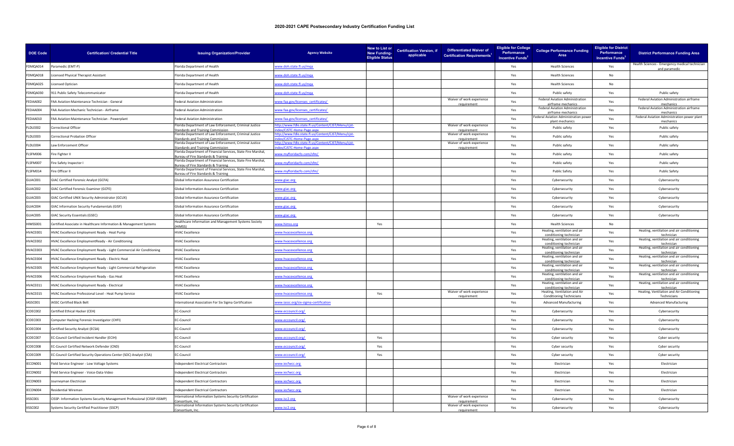# 2020-2021 CAPE Postsecondary Industry Certification Funding List

| DOE Code | Certification/ Credential Title | Issuing Organization/Provider | Agency Website | New to List or New Funding-Eligible Status | Certification Version, if applicable | Differentiated Waiver of Certification Requirements[1] | Eligible for College Performance Incentive Funds[2] | College Performance Funding Area | Eligible for District Performance Incentive Funds[3] | District Performance Funding Area |
|---|---|---|---|---|---|---|---|---|---|---|
| FDMQA014 | Paramedic (EMT-P) | Florida Department of Health | www.doh.state.fl.us/mqa | | | | Yes | Health Sciences | Yes | Health Sciences - Emergency medical technician and paramedic |
| FDMQA018 | Licensed Physical Therapist Assistant | Florida Department of Health | www.doh.state.fl.us/mqa | | | | Yes | Health Sciences | No | |
| FDMQA025 | Licensed Optician | Florida Department of Health | www.doh.state.fl.us/mqa | | | | Yes | Health Sciences | No | |
| FDMQA030 | 911 Public Safety Telecommunicator | Florida Department of Health | www.doh.state.fl.us/mqa | | | | Yes | Public safety | Yes | Public safety |
| FEDAA002 | FAA Aviation Maintenance Technician - General | Federal Aviation Administration | www.faa.gov/licenses_certificates/ | | | Waiver of work experience requirement | Yes | Federal Aviation Administration airframe mechanics | Yes | Federal Aviation Administration airframe mechanics |
| FEDAA004 | FAA Aviation Mechanic Technician - Airframe | Federal Aviation Administration | www.faa.gov/licenses_certificates/ | | | | Yes | Federal Aviation Administration airframe mechanics | Yes | Federal Aviation Administration airframe mechanics |
| FEDAA010 | FAA Aviation Maintenance Technician - Powerplant | Federal Aviation Administration | www.faa.gov/licenses_certificates/ | | | | Yes | Federal Aviation Administration power plant mechanics | Yes | Federal Aviation Administration power plant mechanics |
| FLDLE002 | Correctional Officer | Florida Department of Law Enforcement, Criminal Justice Standards and Training Commission | http://www.fdle.state.fl.us/Content/CJST/Menu/cjst-index/CJSTC-Home-Page.aspx | | | Waiver of work experience requirement | Yes | Public safety | Yes | Public safety |
| FLDLE003 | Correctional Probation Officer | Florida Department of Law Enforcement, Criminal Justice Standards and Training Commission | http://www.fdle.state.fl.us/Content/CJST/Menu/cjst-index/CJSTC-Home-Page.aspx | | | Waiver of work experience requirement | Yes | Public safety | Yes | Public safety |
| FLDLE004 | Law Enforcement Officer | Florida Department of Law Enforcement, Criminal Justice Standards and Training Commission | http://www.fdle.state.fl.us/Content/CJST/Menu/cjst-index/CJSTC-Home-Page.aspx | | | Waiver of work experience requirement | Yes | Public safety | Yes | Public safety |
| FLSFM006 | Fire Fighter II | Florida Department of Financial Services, State Fire Marshal, Bureau of Fire Standards & Training | www.myfloridacfo.com/sfm/ | | | | Yes | Public safety | Yes | Public safety |
| FLSFM007 | Fire Safety Inspector I | Florida Department of Financial Services, State Fire Marshal, Bureau of Fire Standards & Training | www.myfloridacfo.com/sfm/ | | | | Yes | Public safety | Yes | Public safety |
| FLSFM014 | Fire Officer II | Florida Department of Financial Services, State Fire Marshal, Bureau of Fire Standards & Training | www.myfloridacfo.com/sfm/ | | | | Yes | Public Safety | Yes | Public Safety |
| GLIAC001 | GIAC Certified Forensic Analyst (GCFA) | Global Information Assurance Certification | www.giac.org | | | | Yes | Cybersecurity | Yes | Cybersecurity |
| GLIAC002 | GIAC Certified Forensic Examiner (GCFE) | Global Information Assurance Certification | www.giac.org | | | | Yes | Cybersecurity | Yes | Cybersecurity |
| GLIAC003 | GIAC Certified UNIX Security Administrator (GCUX) | Global Information Assurance Certification | www.giac.org | | | | Yes | Cybersecurity | Yes | Cybersecurity |
| GLIAC004 | GIAC Information Security Fundamentals (GISF) | Global Information Assurance Certification | www.giac.org | | | | Yes | Cybersecurity | Yes | Cybersecurity |
| GLIAC005 | GIAC Security Essentials (GSEC) | Global Information Assurance Certification | www.giac.org | | | | Yes | Cybersecurity | Yes | Cybersecurity |
| HIMSS001 | Certified Associate in Healthcare Information & Management Systems | Healthcare Information and Management Systems Society (HIMSS) | www.himss.org | Yes | | | Yes | Health Sciences | No | |
| HVACE001 | HVAC Excellence Employment Ready - Heat Pump | HVAC Excellence | www.hvacexcellence.org | | | | Yes | Heating, ventilation and air conditioning technician | Yes | Heating, ventilation and air conditioning technician |
| HVACE002 | HVAC Excellence EmploymentReady - Air Conditioning | HVAC Excellence | www.hvacexcellence.org | | | | Yes | Heating, ventilation and air conditioning technician | Yes | Heating, ventilation and air conditioning technician |
| HVACE003 | HVAC Excellence Employment Ready - Light Commercial Air Conditioning | HVAC Excellence | www.hvacexcellence.org | | | | Yes | Heating, ventilation and air conditioning technician | Yes | Heating, ventilation and air conditioning technician |
| HVACE004 | HVAC Excellence Employment Ready - Electric Heat | HVAC Excellence | www.hvacexcellence.org | | | | Yes | Heating, ventilation and air conditioning technician | Yes | Heating, ventilation and air conditioning technician |
| HVACE005 | HVAC Excellence Employment Ready - Light Commercial Refrigeration | HVAC Excellence | www.hvacexcellence.org | | | | Yes | Heating, ventilation and air conditioning technician | Yes | Heating, ventilation and air conditioning technician |
| HVACE006 | HVAC Excellence Employment Ready - Gas Heat | HVAC Excellence | www.hvacexcellence.org | | | | Yes | Heating, ventilation and air conditioning technician | Yes | Heating, ventilation and air conditioning technician |
| HVACE011 | HVAC Excellence Employment Ready - Electrical | HVAC Excellence | www.hvacexcellence.org | | | | Yes | Heating, ventilation and air conditioning technician | Yes | Heating, ventilation and air conditioning technician |
| HVACE015 | HVAC Excellence Professional Level - Heat Pump Service | HVAC Excellence | www.hvacexcellence.org | Yes | | Waiver of work experience requirement | Yes | Heating, Ventilation and Air Conditioning Technicians | Yes | Heating, Ventilation and Air Conditioning Technicians |
| IASSC001 | IASSC Certified Black Belt | International Association For Six Sigma Certification | www.iassc.org/six-sigma-certification | | | | Yes | Advanced Manufacturing | Yes | Advanced Manufacturing |
| ICOEC002 | Certified Ethical Hacker (CEH) | EC-Council | www.eccouncil.org/ | | | | Yes | Cybersecurity | Yes | Cybersecurity |
| ICOEC003 | Computer Hacking Forensic Investigator (CHFI) | EC-Council | www.eccouncil.org/ | | | | Yes | Cybersecurity | Yes | Cybersecurity |
| ICOEC004 | Certified Security Analyst (ECSA) | EC-Council | www.eccouncil.org/ | | | | Yes | Cybersecurity | Yes | Cybersecurity |
| ICOEC007 | EC-Council Certified Incident Handler (ECIH) | EC-Council | www.eccouncil.org/ | Yes | | | Yes | Cyber security | Yes | Cyber security |
| ICOEC008 | EC-Council Certified Network Defender (CND) | EC-Council | www.eccouncil.org/ | Yes | | | Yes | Cyber security | Yes | Cyber security |
| ICOEC009 | EC-Council Certified Security Operations Center (SOC) Analyst (CSA) | EC-Council | www.eccouncil.org/ | Yes | | | Yes | Cyber security | Yes | Cyber security |
| IECON001 | Field Service Engineer - Low Voltage Systems | Independent Electrical Contractors | www.iecfwcc.org | | | | Yes | Electrician | Yes | Electrician |
| IECON002 | Field Service Engineer - Voice-Data-Video | Independent Electrical Contractors | www.iecfwcc.org | | | | Yes | Electrician | Yes | Electrician |
| IECON003 | Journeyman Electrician | Independent Electrical Contractors | www.iecfwcc.org | | | | Yes | Electrician | Yes | Electrician |
| IECON004 | Residential Wireman | Independent Electrical Contractors | www.iecfwcc.org | | | | Yes | Electrician | Yes | Electrician |
| IISSC001 | CISSP- Information Systems Security Management Professional (CISSP-ISSMP) | International Information Systems Security Certification Consortium, Inc. | www.isc2.org | | | Waiver of work experience requirement | Yes | Cybersecurity | Yes | Cybersecurity |
| IISSC002 | Systems Security Certified Practitioner (SSCP) | International Information Systems Security Certification Consortium, Inc. | www.isc2.org | | | Waiver of work experience requirement | Yes | Cybersecurity | Yes | Cybersecurity |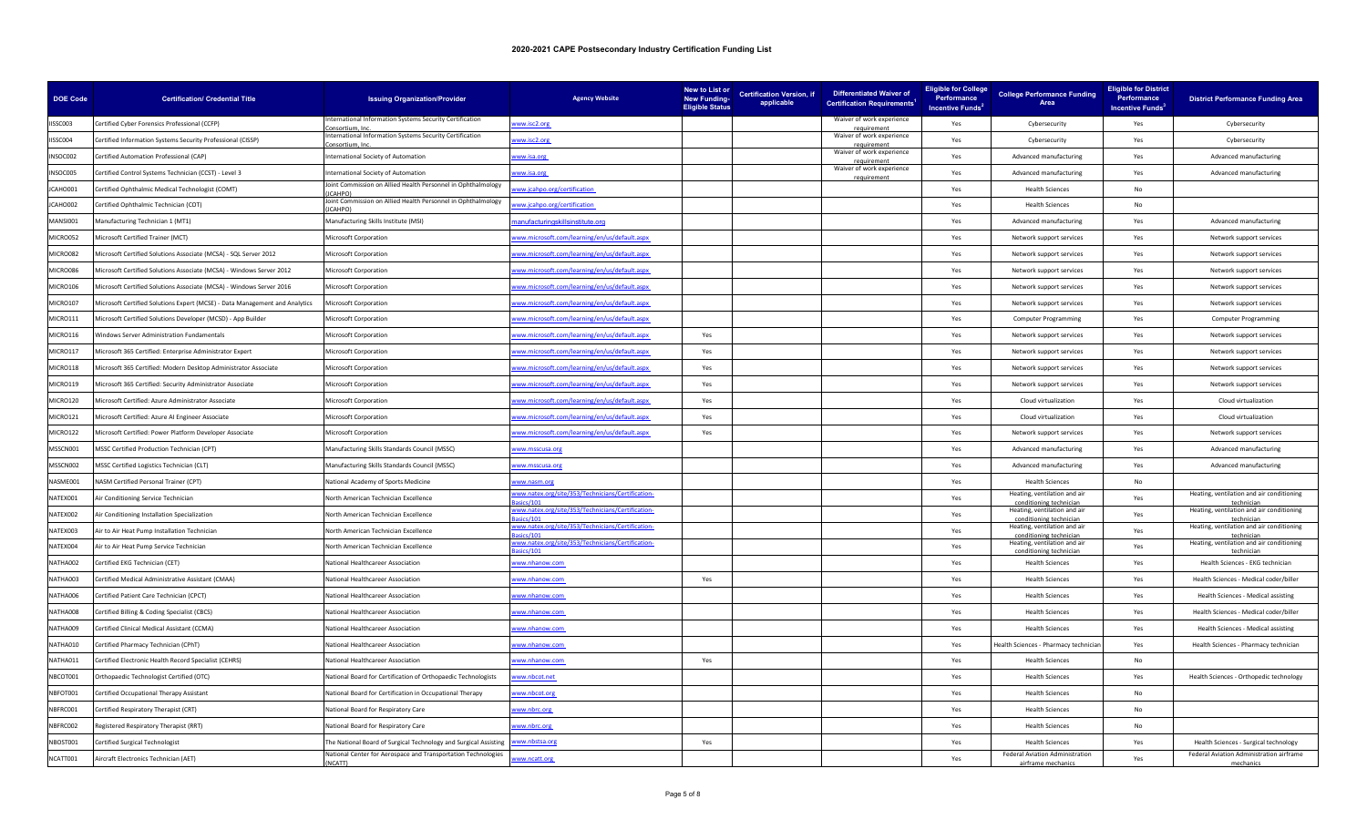# 2020-2021 CAPE Postsecondary Industry Certification Funding List

| DOE Code | Certification/ Credential Title | Issuing Organization/Provider | Agency Website | New to List or New Funding-Eligible Status | Certification Version, if applicable | Differentiated Waiver of Certification Requirements[1] | Eligible for College Performance Incentive Funds[2] | College Performance Funding Area | Eligible for District Performance Incentive Funds[3] | District Performance Funding Area |
|---|---|---|---|---|---|---|---|---|---|---|
| IISSC003 | Certified Cyber Forensics Professional (CCFP) | International Information Systems Security Certification Consortium, Inc. | www.isc2.org | | | Waiver of work experience requirement | Yes | Cybersecurity | Yes | Cybersecurity |
| IISSC004 | Certified Information Systems Security Professional (CISSP) | International Information Systems Security Certification Consortium, Inc. | www.isc2.org | | | Waiver of work experience requirement | Yes | Cybersecurity | Yes | Cybersecurity |
| INSOC002 | Certified Automation Professional (CAP) | International Society of Automation | www.isa.org | | | Waiver of work experience requirement | Yes | Advanced manufacturing | Yes | Advanced manufacturing |
| INSOC005 | Certified Control Systems Technician (CCST) - Level 3 | International Society of Automation | www.isa.org | | | Waiver of work experience requirement | Yes | Advanced manufacturing | Yes | Advanced manufacturing |
| JCAHO001 | Certified Ophthalmic Medical Technologist (COMT) | Joint Commission on Allied Health Personnel in Ophthalmology (JCAHPO) | www.jcahpo.org/certification | | | | Yes | Health Sciences | No | |
| JCAHO002 | Certified Ophthalmic Technician (COT) | Joint Commission on Allied Health Personnel in Ophthalmology (JCAHPO) | www.jcahpo.org/certification | | | | Yes | Health Sciences | No | |
| MANSI001 | Manufacturing Technician 1 (MT1) | Manufacturing Skills Institute (MSI) | manufacturingskillsinstitute.org | | | | Yes | Advanced manufacturing | Yes | Advanced manufacturing |
| MICRO052 | Microsoft Certified Trainer (MCT) | Microsoft Corporation | www.microsoft.com/learning/en/us/default.aspx | | | | Yes | Network support services | Yes | Network support services |
| MICRO082 | Microsoft Certified Solutions Associate (MCSA) - SQL Server 2012 | Microsoft Corporation | www.microsoft.com/learning/en/us/default.aspx | | | | Yes | Network support services | Yes | Network support services |
| MICRO086 | Microsoft Certified Solutions Associate (MCSA) - Windows Server 2012 | Microsoft Corporation | www.microsoft.com/learning/en/us/default.aspx | | | | Yes | Network support services | Yes | Network support services |
| MICRO106 | Microsoft Certified Solutions Associate (MCSA) - Windows Server 2016 | Microsoft Corporation | www.microsoft.com/learning/en/us/default.aspx | | | | Yes | Network support services | Yes | Network support services |
| MICRO107 | Microsoft Certified Solutions Expert (MCSE) - Data Management and Analytics | Microsoft Corporation | www.microsoft.com/learning/en/us/default.aspx | | | | Yes | Network support services | Yes | Network support services |
| MICRO111 | Microsoft Certified Solutions Developer (MCSD) - App Builder | Microsoft Corporation | www.microsoft.com/learning/en/us/default.aspx | | | | Yes | Computer Programming | Yes | Computer Programming |
| MICRO116 | Windows Server Administration Fundamentals | Microsoft Corporation | www.microsoft.com/learning/en/us/default.aspx | Yes | | | Yes | Network support services | Yes | Network support services |
| MICRO117 | Microsoft 365 Certified: Enterprise Administrator Expert | Microsoft Corporation | www.microsoft.com/learning/en/us/default.aspx | Yes | | | Yes | Network support services | Yes | Network support services |
| MICRO118 | Microsoft 365 Certified: Modern Desktop Administrator Associate | Microsoft Corporation | www.microsoft.com/learning/en/us/default.aspx | Yes | | | Yes | Network support services | Yes | Network support services |
| MICRO119 | Microsoft 365 Certified: Security Administrator Associate | Microsoft Corporation | www.microsoft.com/learning/en/us/default.aspx | Yes | | | Yes | Network support services | Yes | Network support services |
| MICRO120 | Microsoft Certified: Azure Administrator Associate | Microsoft Corporation | www.microsoft.com/learning/en/us/default.aspx | Yes | | | Yes | Cloud virtualization | Yes | Cloud virtualization |
| MICRO121 | Microsoft Certified: Azure AI Engineer Associate | Microsoft Corporation | www.microsoft.com/learning/en/us/default.aspx | Yes | | | Yes | Cloud virtualization | Yes | Cloud virtualization |
| MICRO122 | Microsoft Certified: Power Platform Developer Associate | Microsoft Corporation | www.microsoft.com/learning/en/us/default.aspx | Yes | | | Yes | Network support services | Yes | Network support services |
| MSSCN001 | MSSC Certified Production Technician (CPT) | Manufacturing Skills Standards Council (MSSC) | www.msscusa.org | | | | Yes | Advanced manufacturing | Yes | Advanced manufacturing |
| MSSCN002 | MSSC Certified Logistics Technician (CLT) | Manufacturing Skills Standards Council (MSSC) | www.msscusa.org | | | | Yes | Advanced manufacturing | Yes | Advanced manufacturing |
| NASME001 | NASM Certified Personal Trainer (CPT) | National Academy of Sports Medicine | www.nasm.org | | | | Yes | Health Sciences | No | |
| NATEX001 | Air Conditioning Service Technician | North American Technician Excellence | www.natex.org/site/353/Technicians/Certification-Basics/101 | | | | Yes | Heating, ventilation and air conditioning technician | Yes | Heating, ventilation and air conditioning technician |
| NATEX002 | Air Conditioning Installation Specialization | North American Technician Excellence | www.natex.org/site/353/Technicians/Certification-Basics/101 | | | | Yes | Heating, ventilation and air conditioning technician | Yes | Heating, ventilation and air conditioning technician |
| NATEX003 | Air to Air Heat Pump Installation Technician | North American Technician Excellence | www.natex.org/site/353/Technicians/Certification-Basics/101 | | | | Yes | Heating, ventilation and air conditioning technician | Yes | Heating, ventilation and air conditioning technician |
| NATEX004 | Air to Air Heat Pump Service Technician | North American Technician Excellence | www.natex.org/site/353/Technicians/Certification-Basics/101 | | | | Yes | Heating, ventilation and air conditioning technician | Yes | Heating, ventilation and air conditioning technician |
| NATHA002 | Certified EKG Technician (CET) | National Healthcareer Association | www.nhanow.com | | | | Yes | Health Sciences | Yes | Health Sciences - EKG technician |
| NATHA003 | Certified Medical Administrative Assistant (CMAA) | National Healthcareer Association | www.nhanow.com | Yes | | | Yes | Health Sciences | Yes | Health Sciences - Medical coder/biller |
| NATHA006 | Certified Patient Care Technician (CPCT) | National Healthcareer Association | www.nhanow.com | | | | Yes | Health Sciences | Yes | Health Sciences - Medical assisting |
| NATHA008 | Certified Billing & Coding Specialist (CBCS) | National Healthcareer Association | www.nhanow.com | | | | Yes | Health Sciences | Yes | Health Sciences - Medical coder/biller |
| NATHA009 | Certified Clinical Medical Assistant (CCMA) | National Healthcareer Association | www.nhanow.com | | | | Yes | Health Sciences | Yes | Health Sciences - Medical assisting |
| NATHA010 | Certified Pharmacy Technician (CPhT) | National Healthcareer Association | www.nhanow.com | | | | Yes | Health Sciences - Pharmacy technician | Yes | Health Sciences - Pharmacy technician |
| NATHA011 | Certified Electronic Health Record Specialist (CEHRS) | National Healthcareer Association | www.nhanow.com | Yes | | | Yes | Health Sciences | No | |
| NBCOT001 | Orthopaedic Technologist Certified (OTC) | National Board for Certification of Orthopaedic Technologists | www.nbcot.net | | | | Yes | Health Sciences | Yes | Health Sciences - Orthopedic technology |
| NBFOT001 | Certified Occupational Therapy Assistant | National Board for Certification in Occupational Therapy | www.nbcot.org | | | | Yes | Health Sciences | No | |
| NBFRC001 | Certified Respiratory Therapist (CRT) | National Board for Respiratory Care | www.nbrc.org | | | | Yes | Health Sciences | No | |
| NBFRC002 | Registered Respiratory Therapist (RRT) | National Board for Respiratory Care | www.nbrc.org | | | | Yes | Health Sciences | No | |
| NBOST001 | Certified Surgical Technologist | The National Board of Surgical Technology and Surgical Assisting | www.nbstsa.org | Yes | | | Yes | Health Sciences | Yes | Health Sciences - Surgical technology |
| NCATT001 | Aircraft Electronics Technician (AET) | National Center for Aerospace and Transportation Technologies (NCATT) | www.ncatt.org | | | | Yes | Federal Aviation Administration airframe mechanics | Yes | Federal Aviation Administration airframe mechanics |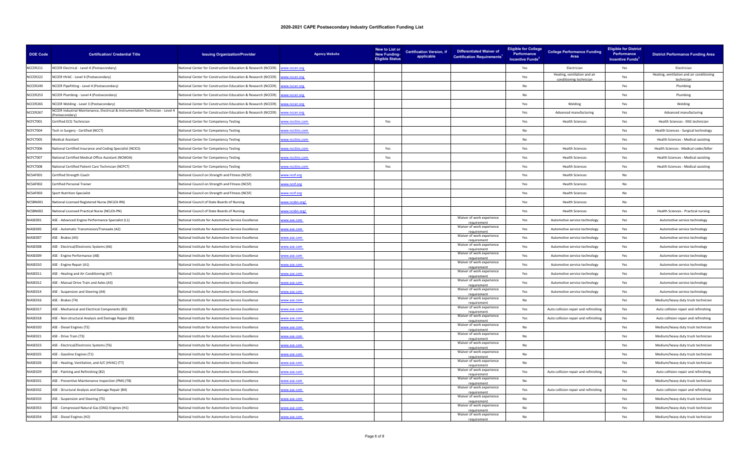# 2020-2021 CAPE Postsecondary Industry Certification Funding List

| DOE Code | Certification/ Credential Title | Issuing Organization/Provider | Agency Website | New to List or New Funding-Eligible Status | Certification Version, if applicable | Differentiated Waiver of Certification Requirements[1] | Eligible for College Performance Incentive Funds[2] | College Performance Funding Area | Eligible for District Performance Incentive Funds[3] | District Performance Funding Area |
|---|---|---|---|---|---|---|---|---|---|---|
| NCCER211 | NCCER Electrical - Level 4 (Postsecondary) | National Center for Construction Education & Research (NCCER) | www.nccer.org | | | | Yes | Electrician | Yes | Electrician |
| NCCER222 | NCCER HVAC - Level 4 (Postsecondary) | National Center for Construction Education & Research (NCCER) | www.nccer.org | | | | Yes | Heating, ventilation and air conditioning technician | Yes | Heating, ventilation and air conditioning technician |
| NCCER249 | NCCER Pipefitting - Level 4 (Postsecondary) | National Center for Construction Education & Research (NCCER) | www.nccer.org | | | | No | | Yes | Plumbing |
| NCCER253 | NCCER Plumbing - Level 4 (Postsecondary) | National Center for Construction Education & Research (NCCER) | www.nccer.org | | | | No | | Yes | Plumbing |
| NCCER265 | NCCER Welding - Level 3 (Postsecondary) | National Center for Construction Education & Research (NCCER) | www.nccer.org | | | | Yes | Welding | Yes | Welding |
| NCCER267 | NCCER Industrial Maintenance, Electrical & Instrumentation Technician - Level 4 (Postsecondary) | National Center for Construction Education & Research (NCCER) | www.nccer.org | | | | Yes | Advanced manufacturing | Yes | Advanced manufacturing |
| NCFCT001 | Certified ECG Technician | National Center for Competency Testing | www.ncctinc.com | Yes | | | Yes | Health Sciences | Yes | Health Sciences - EKG technician |
| NCFCT004 | Tech in Surgery - Certified (NCCT) | National Center for Competency Testing | www.ncctinc.com | | | | No | | Yes | Health Sciences - Surgical technology |
| NCFCT005 | Medical Assistant | National Center for Competency Testing | www.ncctinc.com | | | | No | | Yes | Health Sciences - Medical assisting |
| NCFCT006 | National Certified Insurance and Coding Specialist (NCICS) | National Center for Competency Testing | www.ncctinc.com | Yes | | | Yes | Health Sciences | Yes | Health Sciences - Medical coder/biller |
| NCFCT007 | National Certified Medical Office Assistant (NCMOA) | National Center for Competency Testing | www.ncctinc.com | Yes | | | Yes | Health Sciences | Yes | Health Sciences - Medical assisting |
| NCFCT008 | National Certified Patient Care Technician (NCPCT) | National Center for Competency Testing | www.ncctinc.com | Yes | | | Yes | Health Sciences | Yes | Health Sciences - Medical assisting |
| NCSAF001 | Certified Strength Coach | National Council on Strength and Fitness (NCSF) | www.ncsf.org | | | | Yes | Health Sciences | No | |
| NCSAF002 | Certified Personal Trainer | National Council on Strength and Fitness (NCSF) | www.ncsf.org | | | | Yes | Health Sciences | No | |
| NCSAF003 | Sport Nutrition Specialist | National Council on Strength and Fitness (NCSF) | www.ncsf.org | | | | Yes | Health Sciences | No | |
| NCSBN001 | National Licensed Registered Nurse (NCLEX-RN) | National Council of State Boards of Nursing | www.ncsbn.org/ | | | | Yes | Health Sciences | No | |
| NCSBN002 | National Licensed Practical Nurse (NCLEX-PN) | National Council of State Boards of Nursing | www.ncsbn.org/ | | | | Yes | Health Sciences | Yes | Health Sciences - Practical nursing |
| NIASE001 | ASE - Advanced Engine Performance Specialist (L1) | National Institute for Automotive Service Excellence | www.ase.com | | | Waiver of work experience requirement | Yes | Automotive service technology | Yes | Automotive service technology |
| NIASE005 | ASE - Automatic Transmission/Transaxle (A2) | National Institute for Automotive Service Excellence | www.ase.com | | | Waiver of work experience requirement | Yes | Automotive service technology | Yes | Automotive service technology |
| NIASE007 | ASE - Brakes (A5) | National Institute for Automotive Service Excellence | www.ase.com | | | Waiver of work experience requirement | Yes | Automotive service technology | Yes | Automotive service technology |
| NIASE008 | ASE - Electrical/Electronic Systems (A6) | National Institute for Automotive Service Excellence | www.ase.com | | | Waiver of work experience requirement | Yes | Automotive service technology | Yes | Automotive service technology |
| NIASE009 | ASE - Engine Performance (A8) | National Institute for Automotive Service Excellence | www.ase.com | | | Waiver of work experience requirement | Yes | Automotive service technology | Yes | Automotive service technology |
| NIASE010 | ASE - Engine Repair (A1) | National Institute for Automotive Service Excellence | www.ase.com | | | Waiver of work experience requirement | Yes | Automotive service technology | Yes | Automotive service technology |
| NIASE011 | ASE - Heating and Air Conditioning (A7) | National Institute for Automotive Service Excellence | www.ase.com | | | Waiver of work experience requirement | Yes | Automotive service technology | Yes | Automotive service technology |
| NIASE012 | ASE - Manual Drive Train and Axles (A3) | National Institute for Automotive Service Excellence | www.ase.com | | | Waiver of work experience requirement | Yes | Automotive service technology | Yes | Automotive service technology |
| NIASE014 | ASE - Suspension and Steering (A4) | National Institute for Automotive Service Excellence | www.ase.com | | | Waiver of work experience requirement | Yes | Automotive service technology | Yes | Automotive service technology |
| NIASE016 | ASE - Brakes (T4) | National Institute for Automotive Service Excellence | www.ase.com | | | Waiver of work experience requirement | No | | Yes | Medium/heavy duty truck technician |
| NIASE017 | ASE - Mechanical and Electrical Components (B5) | National Institute for Automotive Service Excellence | www.ase.com | | | Waiver of work experience requirement | Yes | Auto collision repair and refinishing | Yes | Auto collision repair and refinishing |
| NIASE018 | ASE - Non-structural Analysis and Damage Repair (B3) | National Institute for Automotive Service Excellence | www.ase.com | | | Waiver of work experience requirement | Yes | Auto collision repair and refinishing | Yes | Auto collision repair and refinishing |
| NIASE020 | ASE - Diesel Engines (T2) | National Institute for Automotive Service Excellence | www.ase.com | | | Waiver of work experience requirement | No | | Yes | Medium/heavy duty truck technician |
| NIASE021 | ASE - Drive Train (T3) | National Institute for Automotive Service Excellence | www.ase.com | | | Waiver of work experience requirement | No | | Yes | Medium/heavy duty truck technician |
| NIASE023 | ASE - Electrical/Electronic Systems (T6) | National Institute for Automotive Service Excellence | www.ase.com | | | Waiver of work experience requirement | No | | Yes | Medium/heavy duty truck technician |
| NIASE025 | ASE - Gasoline Engines (T1) | National Institute for Automotive Service Excellence | www.ase.com | | | Waiver of work experience requirement | No | | Yes | Medium/heavy duty truck technician |
| NIASE026 | ASE - Heating, Ventilation, and A/C (HVAC) (T7) | National Institute for Automotive Service Excellence | www.ase.com | | | Waiver of work experience requirement | No | | Yes | Medium/heavy duty truck technician |
| NIASE029 | ASE - Painting and Refinishing (B2) | National Institute for Automotive Service Excellence | www.ase.com | | | Waiver of work experience requirement | Yes | Auto collision repair and refinishing | Yes | Auto collision repair and refinishing |
| NIASE031 | ASE - Preventive Maintenance Inspection (PMI) (T8) | National Institute for Automotive Service Excellence | www.ase.com | | | Waiver of work experience requirement | No | | Yes | Medium/heavy duty truck technician |
| NIASE032 | ASE - Structural Analysis and Damage Repair (B4) | National Institute for Automotive Service Excellence | www.ase.com | | | Waiver of work experience requirement | Yes | Auto collision repair and refinishing | Yes | Auto collision repair and refinishing |
| NIASE033 | ASE - Suspension and Steering (T5) | National Institute for Automotive Service Excellence | www.ase.com | | | Waiver of work experience requirement | No | | Yes | Medium/heavy duty truck technician |
| NIASE053 | ASE - Compressed Natural Gas (CNG) Engines (H1) | National Institute for Automotive Service Excellence | www.ase.com | | | Waiver of work experience requirement | No | | Yes | Medium/heavy duty truck technician |
| NIASE054 | ASE - Diesel Engines (H2) | National Institute for Automotive Service Excellence | www.ase.com | | | Waiver of work experience requirement | No | | Yes | Medium/heavy duty truck technician |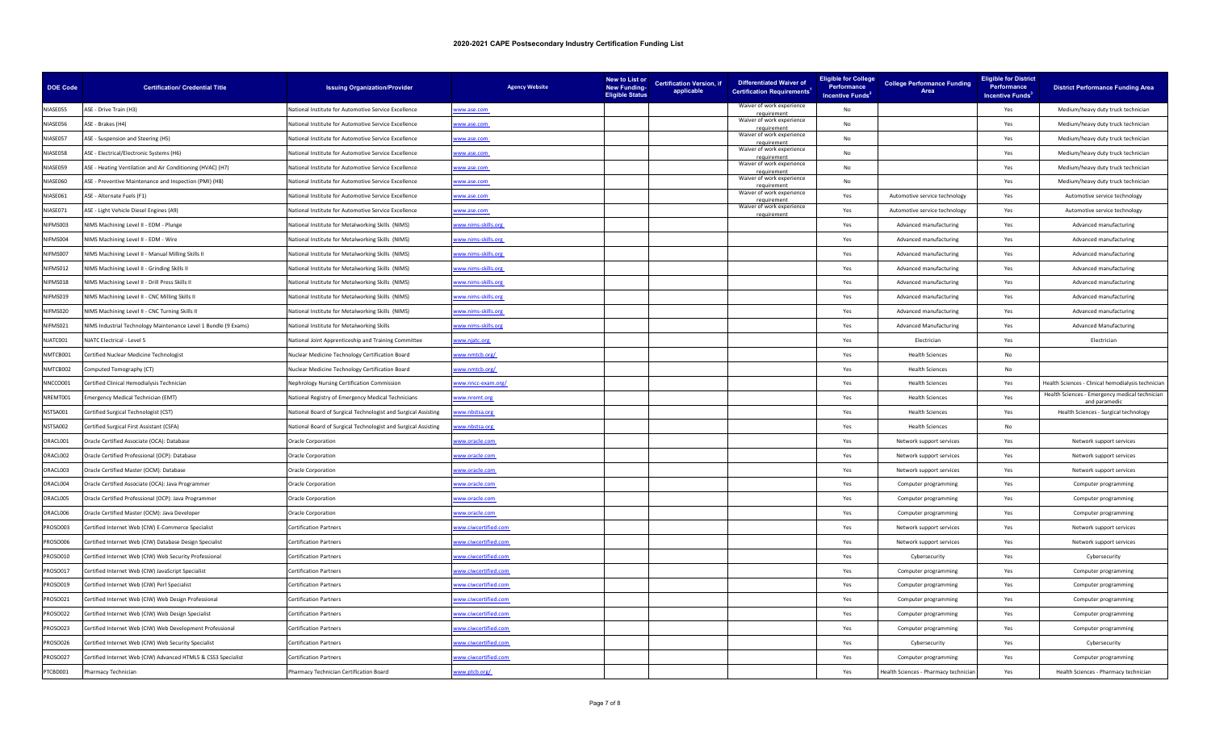# 2020-2021 CAPE Postsecondary Industry Certification Funding List

| DOE Code | Certification/ Credential Title | Issuing Organization/Provider | Agency Website | New to List or New Funding-Eligible Status | Certification Version, if applicable | Differentiated Waiver of Certification Requirements[1] | Eligible for College Performance Incentive Funds[2] | College Performance Funding Area | Eligible for District Performance Incentive Funds[3] | District Performance Funding Area |
|---|---|---|---|---|---|---|---|---|---|---|
| NIASE055 | ASE - Drive Train (H3) | National Institute for Automotive Service Excellence | www.ase.com | | | Waiver of work experience requirement | No | | Yes | Medium/heavy duty truck technician |
| NIASE056 | ASE - Brakes (H4) | National Institute for Automotive Service Excellence | www.ase.com | | | Waiver of work experience requirement | No | | Yes | Medium/heavy duty truck technician |
| NIASE057 | ASE - Suspension and Steering (H5) | National Institute for Automotive Service Excellence | www.ase.com | | | Waiver of work experience requirement | No | | Yes | Medium/heavy duty truck technician |
| NIASE058 | ASE - Electrical/Electronic Systems (H6) | National Institute for Automotive Service Excellence | www.ase.com | | | Waiver of work experience requirement | No | | Yes | Medium/heavy duty truck technician |
| NIASE059 | ASE - Heating Ventilation and Air Conditioning (HVAC) (H7) | National Institute for Automotive Service Excellence | www.ase.com | | | Waiver of work experience requirement | No | | Yes | Medium/heavy duty truck technician |
| NIASE060 | ASE - Preventive Maintenance and Inspection (PMI) (H8) | National Institute for Automotive Service Excellence | www.ase.com | | | Waiver of work experience requirement | No | | Yes | Medium/heavy duty truck technician |
| NIASE061 | ASE - Alternate Fuels (F1) | National Institute for Automotive Service Excellence | www.ase.com | | | Waiver of work experience requirement | Yes | Automotive service technology | Yes | Automotive service technology |
| NIASE071 | ASE - Light Vehicle Diesel Engines (A9) | National Institute for Automotive Service Excellence | www.ase.com | | | Waiver of work experience requirement | Yes | Automotive service technology | Yes | Automotive service technology |
| NIFMS003 | NIMS Machining Level II - EDM - Plunge | National Institute for Metalworking Skills (NIMS) | www.nims-skills.org | | | | Yes | Advanced manufacturing | Yes | Advanced manufacturing |
| NIFMS004 | NIMS Machining Level II - EDM - Wire | National Institute for Metalworking Skills (NIMS) | www.nims-skills.org | | | | Yes | Advanced manufacturing | Yes | Advanced manufacturing |
| NIFMS007 | NIMS Machining Level II - Manual Milling Skills II | National Institute for Metalworking Skills (NIMS) | www.nims-skills.org | | | | Yes | Advanced manufacturing | Yes | Advanced manufacturing |
| NIFMS012 | NIMS Machining Level II - Grinding Skills II | National Institute for Metalworking Skills (NIMS) | www.nims-skills.org | | | | Yes | Advanced manufacturing | Yes | Advanced manufacturing |
| NIFMS018 | NIMS Machining Level II - Drill Press Skills II | National Institute for Metalworking Skills (NIMS) | www.nims-skills.org | | | | Yes | Advanced manufacturing | Yes | Advanced manufacturing |
| NIFMS019 | NIMS Machining Level II - CNC Milling Skills II | National Institute for Metalworking Skills (NIMS) | www.nims-skills.org | | | | Yes | Advanced manufacturing | Yes | Advanced manufacturing |
| NIFMS020 | NIMS Machining Level II - CNC Turning Skills II | National Institute for Metalworking Skills (NIMS) | www.nims-skills.org | | | | Yes | Advanced manufacturing | Yes | Advanced manufacturing |
| NIFMS021 | NIMS Industrial Technology Maintenance Level 1 Bundle (9 Exams) | National Institute for Metalworking Skills | www.nims-skills.org | | | | Yes | Advanced Manufacturing | Yes | Advanced Manufacturing |
| NJATC001 | NJATC Electrical - Level 5 | National Joint Apprenticeship and Training Committee | www.njatc.org | | | | Yes | Electrician | Yes | Electrician |
| NMTCB001 | Certified Nuclear Medicine Technologist | Nuclear Medicine Technology Certification Board | www.nmtcb.org/ | | | | Yes | Health Sciences | No | |
| NMTCB002 | Computed Tomography (CT) | Nuclear Medicine Technology Certification Board | www.nmtcb.org/ | | | | Yes | Health Sciences | No | |
| NNCCO001 | Certified Clinical Hemodialysis Technician | Nephrology Nursing Certification Commission | www.nncc-exam.org/ | | | | Yes | Health Sciences | Yes | Health Sciences - Clinical hemodialysis technician |
| NREMT001 | Emergency Medical Technician (EMT) | National Registry of Emergency Medical Technicians | www.nremt.org | | | | Yes | Health Sciences | Yes | Health Sciences - Emergency medical technician and paramedic |
| NSTSA001 | Certified Surgical Technologist (CST) | National Board of Surgical Technologist and Surgical Assisting | www.nbstsa.org | | | | Yes | Health Sciences | Yes | Health Sciences - Surgical technology |
| NSTSA002 | Certified Surgical First Assistant (CSFA) | National Board of Surgical Technologist and Surgical Assisting | www.nbstsa.org | | | | Yes | Health Sciences | No | |
| ORACL001 | Oracle Certified Associate (OCA): Database | Oracle Corporation | www.oracle.com | | | | Yes | Network support services | Yes | Network support services |
| ORACL002 | Oracle Certified Professional (OCP): Database | Oracle Corporation | www.oracle.com | | | | Yes | Network support services | Yes | Network support services |
| ORACL003 | Oracle Certified Master (OCM): Database | Oracle Corporation | www.oracle.com | | | | Yes | Network support services | Yes | Network support services |
| ORACL004 | Oracle Certified Associate (OCA): Java Programmer | Oracle Corporation | www.oracle.com | | | | Yes | Computer programming | Yes | Computer programming |
| ORACL005 | Oracle Certified Professional (OCP): Java Programmer | Oracle Corporation | www.oracle.com | | | | Yes | Computer programming | Yes | Computer programming |
| ORACL006 | Oracle Certified Master (OCM): Java Developer | Oracle Corporation | www.oracle.com | | | | Yes | Computer programming | Yes | Computer programming |
| PROSO003 | Certified Internet Web (CIW) E-Commerce Specialist | Certification Partners | www.ciwcertified.com | | | | Yes | Network support services | Yes | Network support services |
| PROSO006 | Certified Internet Web (CIW) Database Design Specialist | Certification Partners | www.ciwcertified.com | | | | Yes | Network support services | Yes | Network support services |
| PROSO010 | Certified Internet Web (CIW) Web Security Professional | Certification Partners | www.ciwcertified.com | | | | Yes | Cybersecurity | Yes | Cybersecurity |
| PROSO017 | Certified Internet Web (CIW) JavaScript Specialist | Certification Partners | www.ciwcertified.com | | | | Yes | Computer programming | Yes | Computer programming |
| PROSO019 | Certified Internet Web (CIW) Perl Specialist | Certification Partners | www.ciwcertified.com | | | | Yes | Computer programming | Yes | Computer programming |
| PROSO021 | Certified Internet Web (CIW) Web Design Professional | Certification Partners | www.ciwcertified.com | | | | Yes | Computer programming | Yes | Computer programming |
| PROSO022 | Certified Internet Web (CIW) Web Design Specialist | Certification Partners | www.ciwcertified.com | | | | Yes | Computer programming | Yes | Computer programming |
| PROSO023 | Certified Internet Web (CIW) Web Development Professional | Certification Partners | www.ciwcertified.com | | | | Yes | Computer programming | Yes | Computer programming |
| PROSO026 | Certified Internet Web (CIW) Web Security Specialist | Certification Partners | www.ciwcertified.com | | | | Yes | Cybersecurity | Yes | Cybersecurity |
| PROSO027 | Certified Internet Web (CIW) Advanced HTML5 & CSS3 Specialist | Certification Partners | www.ciwcertified.com | | | | Yes | Computer programming | Yes | Computer programming |
| PTCBD001 | Pharmacy Technician | Pharmacy Technician Certification Board | www.ptcb.org/ | | | | Yes | Health Sciences - Pharmacy technician | Yes | Health Sciences - Pharmacy technician |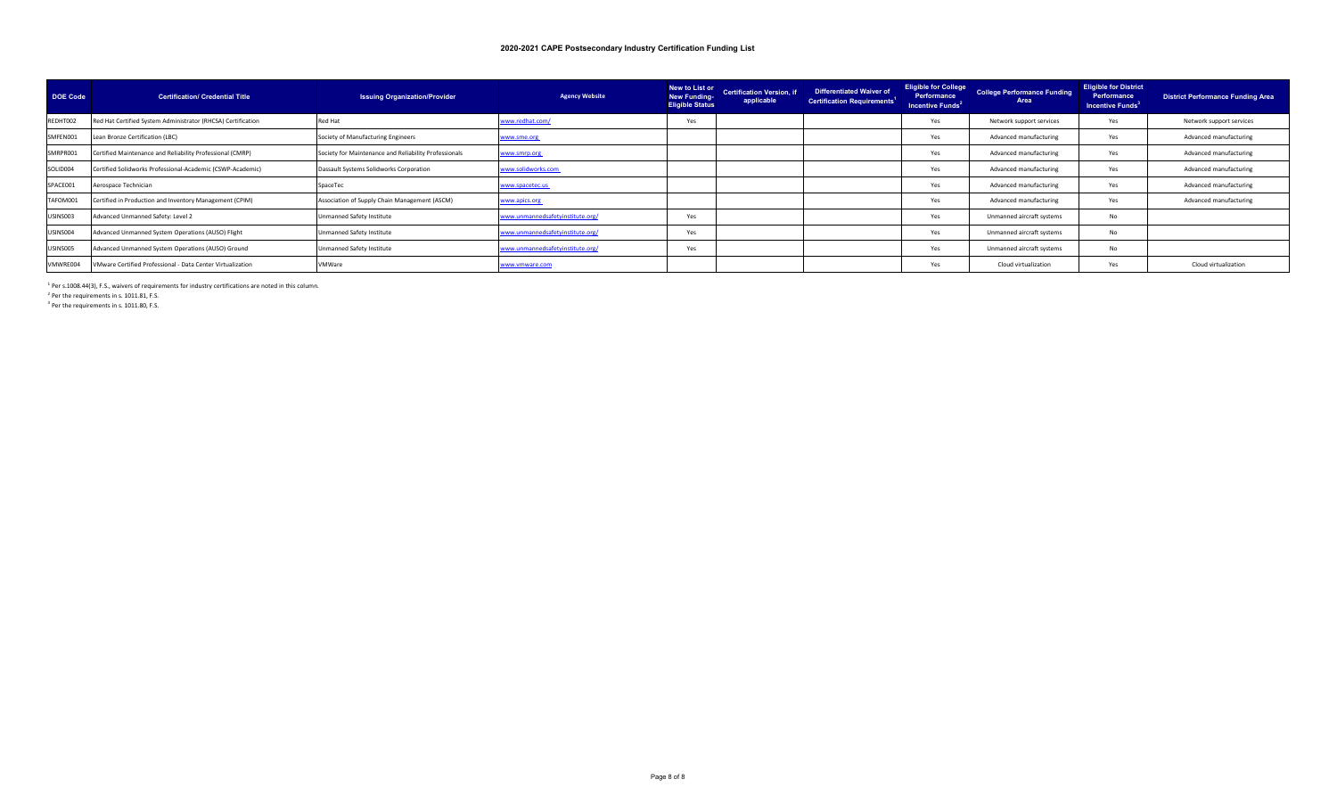# 2020-2021 CAPE Postsecondary Industry Certification Funding List

| DOE Code | Certification/ Credential Title | Issuing Organization/Provider | Agency Website | New to List or New Funding-Eligible Status | Certification Version, if applicable | Differentiated Waiver of Certification Requirements[1] | Eligible for College Performance Incentive Funds[2] | College Performance Funding Area | Eligible for District Performance Incentive Funds[3] | District Performance Funding Area |
|---|---|---|---|---|---|---|---|---|---|---|
| REDHT002 | Red Hat Certified System Administrator (RHCSA) Certification | Red Hat | www.redhat.com/ | Yes | | | Yes | Network support services | Yes | Network support services |
| SMFEN001 | Lean Bronze Certification (LBC) | Society of Manufacturing Engineers | www.sme.org | | | | Yes | Advanced manufacturing | Yes | Advanced manufacturing |
| SMRPR001 | Certified Maintenance and Reliability Professional (CMRP) | Society for Maintenance and Reliability Professionals | www.smrp.org | | | | Yes | Advanced manufacturing | Yes | Advanced manufacturing |
| SOLID004 | Certified Solidworks Professional-Academic (CSWP-Academic) | Dassault Systems Solidworks Corporation | www.solidworks.com | | | | Yes | Advanced manufacturing | Yes | Advanced manufacturing |
| SPACE001 | Aerospace Technician | SpaceTec | www.spacetec.us | | | | Yes | Advanced manufacturing | Yes | Advanced manufacturing |
| TAFOM001 | Certified in Production and Inventory Management (CPIM) | Association of Supply Chain Management (ASCM) | www.apics.org | | | | Yes | Advanced manufacturing | Yes | Advanced manufacturing |
| USINS003 | Advanced Unmanned Safety: Level 2 | Unmanned Safety Institute | www.unmannedsafetyinstitute.org/ | Yes | | | Yes | Unmanned aircraft systems | No | |
| USINS004 | Advanced Unmanned System Operations (AUSO) Flight | Unmanned Safety Institute | www.unmannedsafetyinstitute.org/ | Yes | | | Yes | Unmanned aircraft systems | No | |
| USINS005 | Advanced Unmanned System Operations (AUSO) Ground | Unmanned Safety Institute | www.unmannedsafetyinstitute.org/ | Yes | | | Yes | Unmanned aircraft systems | No | |
| VMWRE004 | VMware Certified Professional - Data Center Virtualization | VMWare | www.vmware.com | | | | Yes | Cloud virtualization | Yes | Cloud virtualization |

[1] Per s.1008.44(3), F.S., waivers of requirements for industry certifications are noted in this column.

[2] Per the requirements in s. 1011.81, F.S.

[3] Per the requirements in s. 1011.80, F.S.